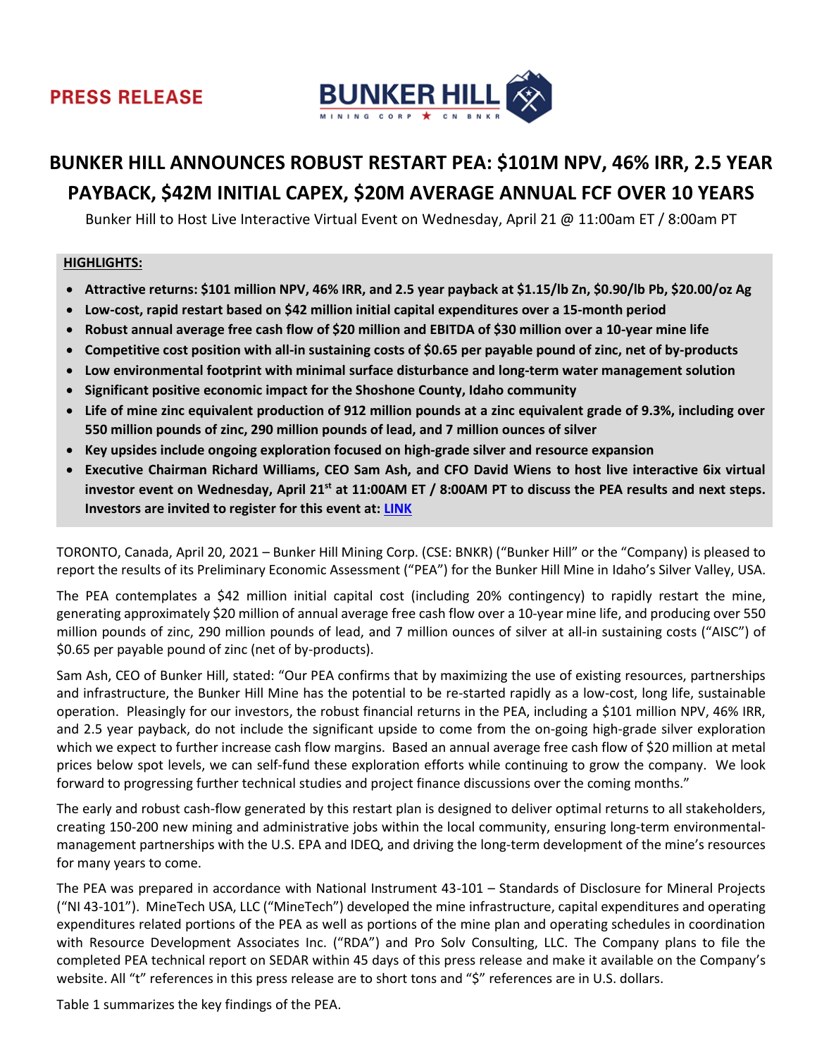**PRESS RELEASE**

BUNKER HILL
MINING CORP ★ CN BNKR

# BUNKER HILL ANNOUNCES ROBUST RESTART PEA: $101M NPV, 46% IRR, 2.5 YEAR PAYBACK, $42M INITIAL CAPEX, $20M AVERAGE ANNUAL FCF OVER 10 YEARS

Bunker Hill to Host Live Interactive Virtual Event on Wednesday, April 21 @ 11:00am ET / 8:00am PT

**HIGHLIGHTS:**

- **Attractive returns: $101 million NPV, 46% IRR, and 2.5 year payback at $1.15/lb Zn, $0.90/lb Pb, $20.00/oz Ag**
- **Low-cost, rapid restart based on $42 million initial capital expenditures over a 15-month period**
- **Robust annual average free cash flow of $20 million and EBITDA of $30 million over a 10-year mine life**
- **Competitive cost position with all-in sustaining costs of $0.65 per payable pound of zinc, net of by-products**
- **Low environmental footprint with minimal surface disturbance and long-term water management solution**
- **Significant positive economic impact for the Shoshone County, Idaho community**
- **Life of mine zinc equivalent production of 912 million pounds at a zinc equivalent grade of 9.3%, including over 550 million pounds of zinc, 290 million pounds of lead, and 7 million ounces of silver**
- **Key upsides include ongoing exploration focused on high-grade silver and resource expansion**
- **Executive Chairman Richard Williams, CEO Sam Ash, and CFO David Wiens to host live interactive 6ix virtual investor event on Wednesday, April 21st at 11:00AM ET / 8:00AM PT to discuss the PEA results and next steps. Investors are invited to register for this event at: LINK**

TORONTO, Canada, April 20, 2021 – Bunker Hill Mining Corp. (CSE: BNKR) ("Bunker Hill" or the "Company) is pleased to report the results of its Preliminary Economic Assessment ("PEA") for the Bunker Hill Mine in Idaho's Silver Valley, USA.

The PEA contemplates a $42 million initial capital cost (including 20% contingency) to rapidly restart the mine, generating approximately $20 million of annual average free cash flow over a 10-year mine life, and producing over 550 million pounds of zinc, 290 million pounds of lead, and 7 million ounces of silver at all-in sustaining costs ("AISC") of $0.65 per payable pound of zinc (net of by-products).

Sam Ash, CEO of Bunker Hill, stated: "Our PEA confirms that by maximizing the use of existing resources, partnerships and infrastructure, the Bunker Hill Mine has the potential to be re-started rapidly as a low-cost, long life, sustainable operation. Pleasingly for our investors, the robust financial returns in the PEA, including a $101 million NPV, 46% IRR, and 2.5 year payback, do not include the significant upside to come from the on-going high-grade silver exploration which we expect to further increase cash flow margins. Based an annual average free cash flow of $20 million at metal prices below spot levels, we can self-fund these exploration efforts while continuing to grow the company. We look forward to progressing further technical studies and project finance discussions over the coming months."

The early and robust cash-flow generated by this restart plan is designed to deliver optimal returns to all stakeholders, creating 150-200 new mining and administrative jobs within the local community, ensuring long-term environmental-management partnerships with the U.S. EPA and IDEQ, and driving the long-term development of the mine's resources for many years to come.

The PEA was prepared in accordance with National Instrument 43-101 – Standards of Disclosure for Mineral Projects ("NI 43-101"). MineTech USA, LLC ("MineTech") developed the mine infrastructure, capital expenditures and operating expenditures related portions of the PEA as well as portions of the mine plan and operating schedules in coordination with Resource Development Associates Inc. ("RDA") and Pro Solv Consulting, LLC. The Company plans to file the completed PEA technical report on SEDAR within 45 days of this press release and make it available on the Company's website. All "t" references in this press release are to short tons and "$" references are in U.S. dollars.

Table 1 summarizes the key findings of the PEA.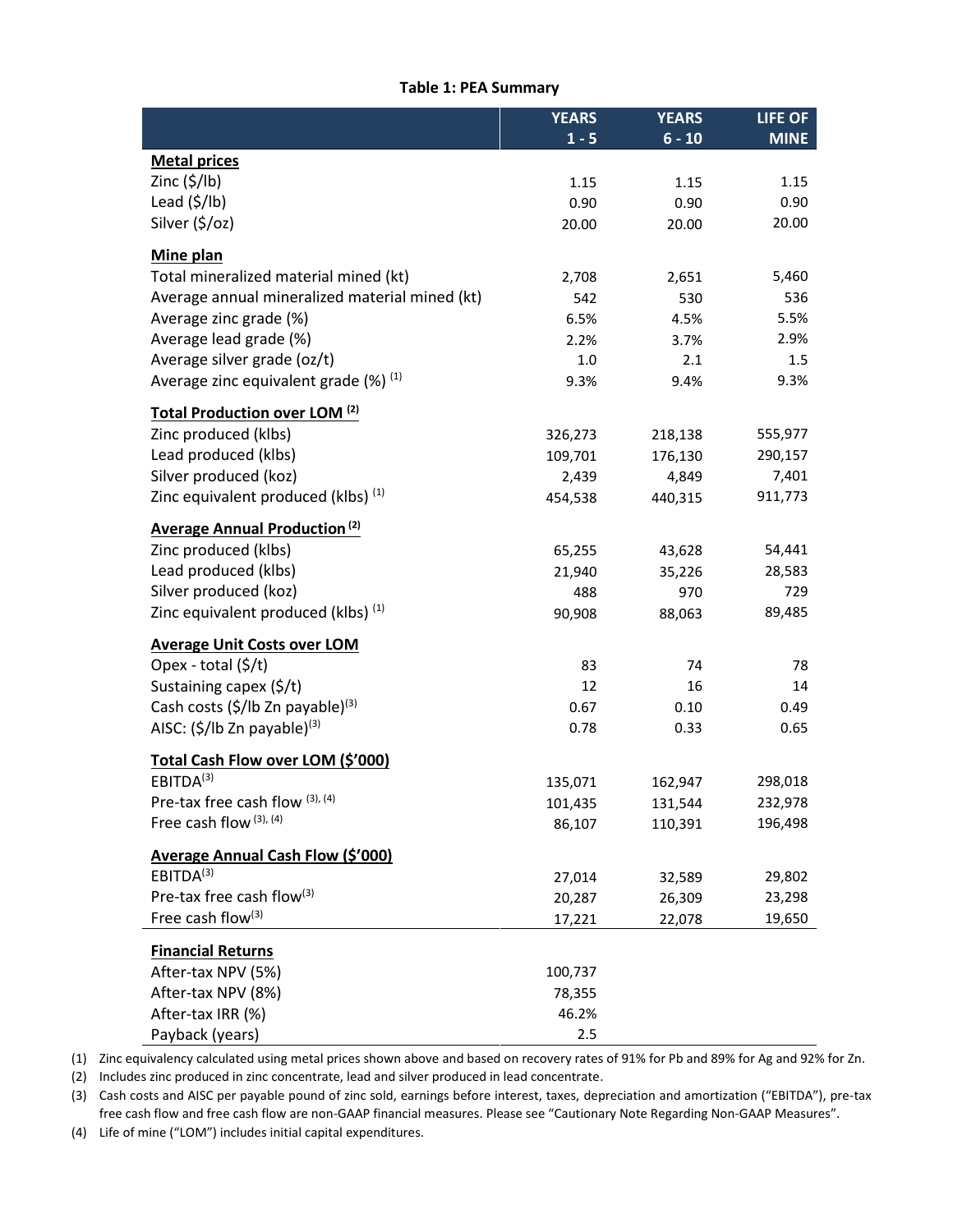**Table 1: PEA Summary**

| | YEARS 1 - 5 | YEARS 6 - 10 | LIFE OF MINE |
|---|---|---|---|
| **Metal prices** | | | |
| Zinc ($/lb) | 1.15 | 1.15 | 1.15 |
| Lead ($/lb) | 0.90 | 0.90 | 0.90 |
| Silver ($/oz) | 20.00 | 20.00 | 20.00 |
| **Mine plan** | | | |
| Total mineralized material mined (kt) | 2,708 | 2,651 | 5,460 |
| Average annual mineralized material mined (kt) | 542 | 530 | 536 |
| Average zinc grade (%) | 6.5% | 4.5% | 5.5% |
| Average lead grade (%) | 2.2% | 3.7% | 2.9% |
| Average silver grade (oz/t) | 1.0 | 2.1 | 1.5 |
| Average zinc equivalent grade (%) [1] | 9.3% | 9.4% | 9.3% |
| **Total Production over LOM [2]** | | | |
| Zinc produced (klbs) | 326,273 | 218,138 | 555,977 |
| Lead produced (klbs) | 109,701 | 176,130 | 290,157 |
| Silver produced (koz) | 2,439 | 4,849 | 7,401 |
| Zinc equivalent produced (klbs) [1] | 454,538 | 440,315 | 911,773 |
| **Average Annual Production [2]** | | | |
| Zinc produced (klbs) | 65,255 | 43,628 | 54,441 |
| Lead produced (klbs) | 21,940 | 35,226 | 28,583 |
| Silver produced (koz) | 488 | 970 | 729 |
| Zinc equivalent produced (klbs) [1] | 90,908 | 88,063 | 89,485 |
| **Average Unit Costs over LOM** | | | |
| Opex - total ($/t) | 83 | 74 | 78 |
| Sustaining capex ($/t) | 12 | 16 | 14 |
| Cash costs ($/lb Zn payable)[3] | 0.67 | 0.10 | 0.49 |
| AISC: ($/lb Zn payable)[3] | 0.78 | 0.33 | 0.65 |
| **Total Cash Flow over LOM ($'000)** | | | |
| EBITDA[3] | 135,071 | 162,947 | 298,018 |
| Pre-tax free cash flow [3], [4] | 101,435 | 131,544 | 232,978 |
| Free cash flow [3], [4] | 86,107 | 110,391 | 196,498 |
| **Average Annual Cash Flow ($'000)** | | | |
| EBITDA[3] | 27,014 | 32,589 | 29,802 |
| Pre-tax free cash flow[3] | 20,287 | 26,309 | 23,298 |
| Free cash flow[3] | 17,221 | 22,078 | 19,650 |
| **Financial Returns** | | | |
| After-tax NPV (5%) | 100,737 | | |
| After-tax NPV (8%) | 78,355 | | |
| After-tax IRR (%) | 46.2% | | |
| Payback (years) | 2.5 | | |

(1) Zinc equivalency calculated using metal prices shown above and based on recovery rates of 91% for Pb and 89% for Ag and 92% for Zn.

(2) Includes zinc produced in zinc concentrate, lead and silver produced in lead concentrate.

(3) Cash costs and AISC per payable pound of zinc sold, earnings before interest, taxes, depreciation and amortization ("EBITDA"), pre-tax free cash flow and free cash flow are non-GAAP financial measures. Please see "Cautionary Note Regarding Non-GAAP Measures".

(4) Life of mine ("LOM") includes initial capital expenditures.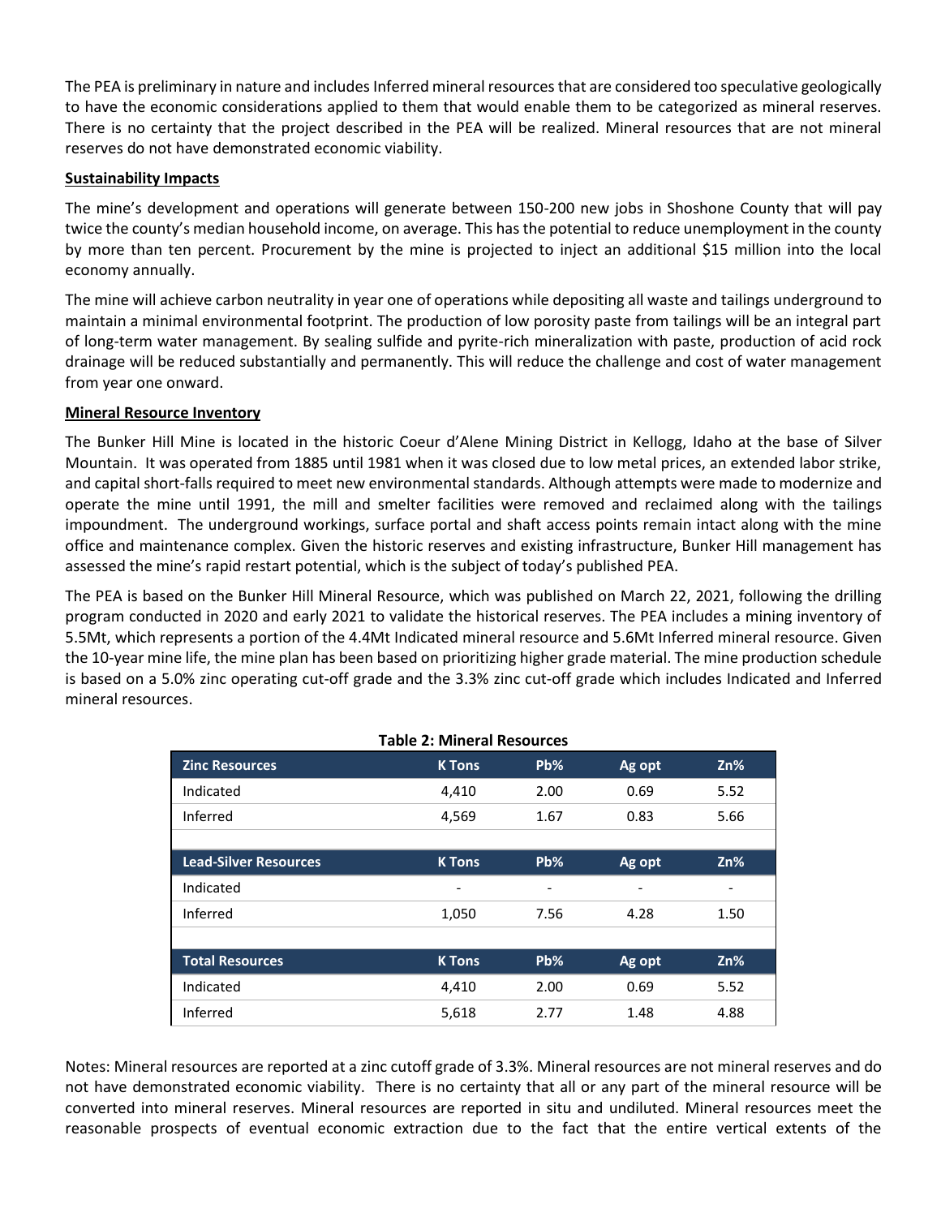The PEA is preliminary in nature and includes Inferred mineral resources that are considered too speculative geologically to have the economic considerations applied to them that would enable them to be categorized as mineral reserves. There is no certainty that the project described in the PEA will be realized. Mineral resources that are not mineral reserves do not have demonstrated economic viability.

**Sustainability Impacts**

The mine's development and operations will generate between 150-200 new jobs in Shoshone County that will pay twice the county's median household income, on average. This has the potential to reduce unemployment in the county by more than ten percent. Procurement by the mine is projected to inject an additional $15 million into the local economy annually.

The mine will achieve carbon neutrality in year one of operations while depositing all waste and tailings underground to maintain a minimal environmental footprint. The production of low porosity paste from tailings will be an integral part of long-term water management. By sealing sulfide and pyrite-rich mineralization with paste, production of acid rock drainage will be reduced substantially and permanently. This will reduce the challenge and cost of water management from year one onward.

**Mineral Resource Inventory**

The Bunker Hill Mine is located in the historic Coeur d'Alene Mining District in Kellogg, Idaho at the base of Silver Mountain. It was operated from 1885 until 1981 when it was closed due to low metal prices, an extended labor strike, and capital short-falls required to meet new environmental standards. Although attempts were made to modernize and operate the mine until 1991, the mill and smelter facilities were removed and reclaimed along with the tailings impoundment. The underground workings, surface portal and shaft access points remain intact along with the mine office and maintenance complex. Given the historic reserves and existing infrastructure, Bunker Hill management has assessed the mine's rapid restart potential, which is the subject of today's published PEA.

The PEA is based on the Bunker Hill Mineral Resource, which was published on March 22, 2021, following the drilling program conducted in 2020 and early 2021 to validate the historical reserves. The PEA includes a mining inventory of 5.5Mt, which represents a portion of the 4.4Mt Indicated mineral resource and 5.6Mt Inferred mineral resource. Given the 10-year mine life, the mine plan has been based on prioritizing higher grade material. The mine production schedule is based on a 5.0% zinc operating cut-off grade and the 3.3% zinc cut-off grade which includes Indicated and Inferred mineral resources.

**Table 2: Mineral Resources**

| Zinc Resources | K Tons | Pb% | Ag opt | Zn% |
|---|---|---|---|---|
| Indicated | 4,410 | 2.00 | 0.69 | 5.52 |
| Inferred | 4,569 | 1.67 | 0.83 | 5.66 |
| | | | | |
| **Lead-Silver Resources** | **K Tons** | **Pb%** | **Ag opt** | **Zn%** |
| Indicated | - | - | - | - |
| Inferred | 1,050 | 7.56 | 4.28 | 1.50 |
| | | | | |
| **Total Resources** | **K Tons** | **Pb%** | **Ag opt** | **Zn%** |
| Indicated | 4,410 | 2.00 | 0.69 | 5.52 |
| Inferred | 5,618 | 2.77 | 1.48 | 4.88 |

Notes: Mineral resources are reported at a zinc cutoff grade of 3.3%. Mineral resources are not mineral reserves and do not have demonstrated economic viability. There is no certainty that all or any part of the mineral resource will be converted into mineral reserves. Mineral resources are reported in situ and undiluted. Mineral resources meet the reasonable prospects of eventual economic extraction due to the fact that the entire vertical extents of the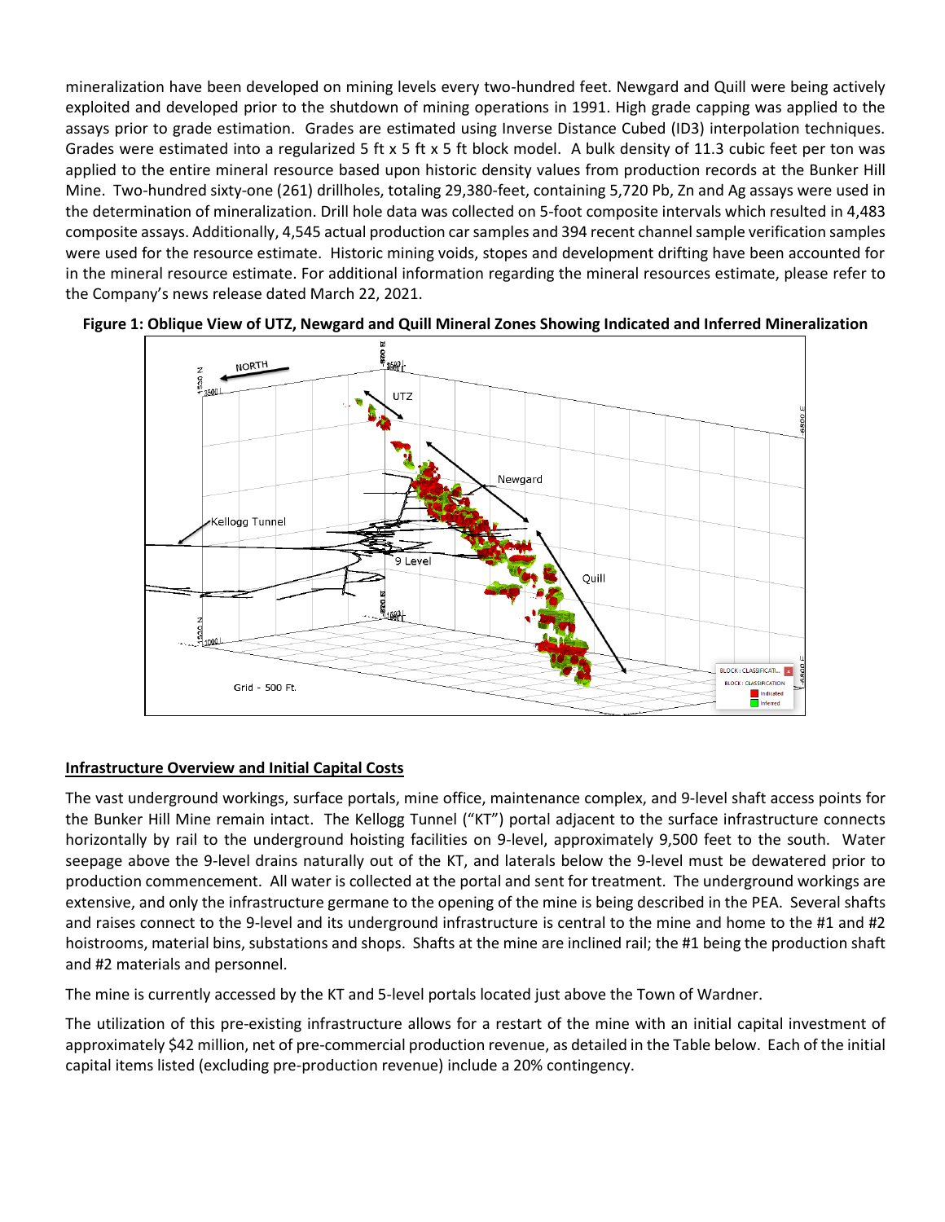mineralization have been developed on mining levels every two-hundred feet. Newgard and Quill were being actively exploited and developed prior to the shutdown of mining operations in 1991. High grade capping was applied to the assays prior to grade estimation. Grades are estimated using Inverse Distance Cubed (ID3) interpolation techniques. Grades were estimated into a regularized 5 ft x 5 ft x 5 ft block model. A bulk density of 11.3 cubic feet per ton was applied to the entire mineral resource based upon historic density values from production records at the Bunker Hill Mine. Two-hundred sixty-one (261) drillholes, totaling 29,380-feet, containing 5,720 Pb, Zn and Ag assays were used in the determination of mineralization. Drill hole data was collected on 5-foot composite intervals which resulted in 4,483 composite assays. Additionally, 4,545 actual production car samples and 394 recent channel sample verification samples were used for the resource estimate. Historic mining voids, stopes and development drifting have been accounted for in the mineral resource estimate. For additional information regarding the mineral resources estimate, please refer to the Company's news release dated March 22, 2021.

**Figure 1: Oblique View of UTZ, Newgard and Quill Mineral Zones Showing Indicated and Inferred Mineralization**

## Infrastructure Overview and Initial Capital Costs

The vast underground workings, surface portals, mine office, maintenance complex, and 9-level shaft access points for the Bunker Hill Mine remain intact. The Kellogg Tunnel ("KT") portal adjacent to the surface infrastructure connects horizontally by rail to the underground hoisting facilities on 9-level, approximately 9,500 feet to the south. Water seepage above the 9-level drains naturally out of the KT, and laterals below the 9-level must be dewatered prior to production commencement. All water is collected at the portal and sent for treatment. The underground workings are extensive, and only the infrastructure germane to the opening of the mine is being described in the PEA. Several shafts and raises connect to the 9-level and its underground infrastructure is central to the mine and home to the #1 and #2 hoistrooms, material bins, substations and shops. Shafts at the mine are inclined rail; the #1 being the production shaft and #2 materials and personnel.

The mine is currently accessed by the KT and 5-level portals located just above the Town of Wardner.

The utilization of this pre-existing infrastructure allows for a restart of the mine with an initial capital investment of approximately $42 million, net of pre-commercial production revenue, as detailed in the Table below. Each of the initial capital items listed (excluding pre-production revenue) include a 20% contingency.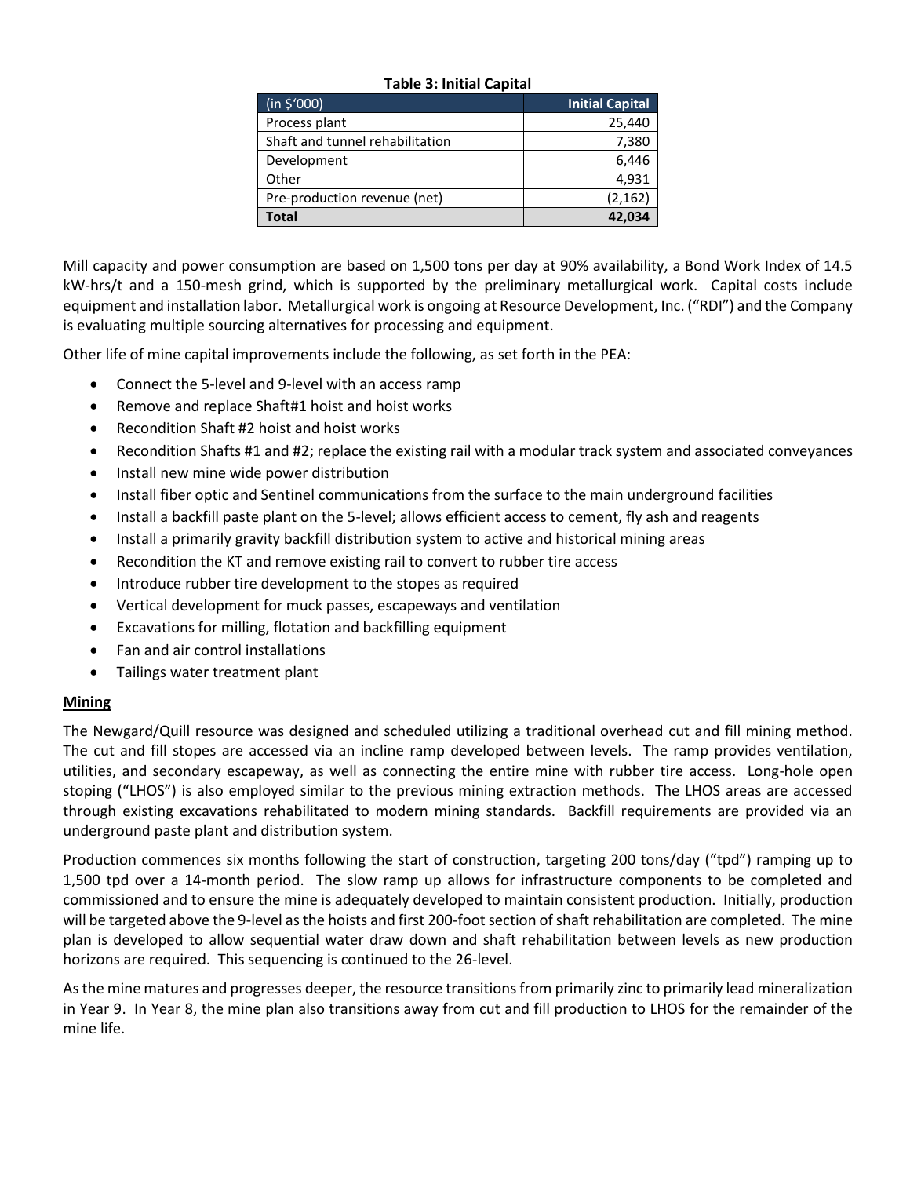**Table 3: Initial Capital**

| (in $'000) | Initial Capital |
|---|---:|
| Process plant | 25,440 |
| Shaft and tunnel rehabilitation | 7,380 |
| Development | 6,446 |
| Other | 4,931 |
| Pre-production revenue (net) | (2,162) |
| **Total** | **42,034** |

Mill capacity and power consumption are based on 1,500 tons per day at 90% availability, a Bond Work Index of 14.5 kW-hrs/t and a 150-mesh grind, which is supported by the preliminary metallurgical work. Capital costs include equipment and installation labor. Metallurgical work is ongoing at Resource Development, Inc. ("RDI") and the Company is evaluating multiple sourcing alternatives for processing and equipment.

Other life of mine capital improvements include the following, as set forth in the PEA:

- Connect the 5-level and 9-level with an access ramp
- Remove and replace Shaft#1 hoist and hoist works
- Recondition Shaft #2 hoist and hoist works
- Recondition Shafts #1 and #2; replace the existing rail with a modular track system and associated conveyances
- Install new mine wide power distribution
- Install fiber optic and Sentinel communications from the surface to the main underground facilities
- Install a backfill paste plant on the 5-level; allows efficient access to cement, fly ash and reagents
- Install a primarily gravity backfill distribution system to active and historical mining areas
- Recondition the KT and remove existing rail to convert to rubber tire access
- Introduce rubber tire development to the stopes as required
- Vertical development for muck passes, escapeways and ventilation
- Excavations for milling, flotation and backfilling equipment
- Fan and air control installations
- Tailings water treatment plant

**Mining**

The Newgard/Quill resource was designed and scheduled utilizing a traditional overhead cut and fill mining method. The cut and fill stopes are accessed via an incline ramp developed between levels. The ramp provides ventilation, utilities, and secondary escapeway, as well as connecting the entire mine with rubber tire access. Long-hole open stoping ("LHOS") is also employed similar to the previous mining extraction methods. The LHOS areas are accessed through existing excavations rehabilitated to modern mining standards. Backfill requirements are provided via an underground paste plant and distribution system.

Production commences six months following the start of construction, targeting 200 tons/day ("tpd") ramping up to 1,500 tpd over a 14-month period. The slow ramp up allows for infrastructure components to be completed and commissioned and to ensure the mine is adequately developed to maintain consistent production. Initially, production will be targeted above the 9-level as the hoists and first 200-foot section of shaft rehabilitation are completed. The mine plan is developed to allow sequential water draw down and shaft rehabilitation between levels as new production horizons are required. This sequencing is continued to the 26-level.

As the mine matures and progresses deeper, the resource transitions from primarily zinc to primarily lead mineralization in Year 9. In Year 8, the mine plan also transitions away from cut and fill production to LHOS for the remainder of the mine life.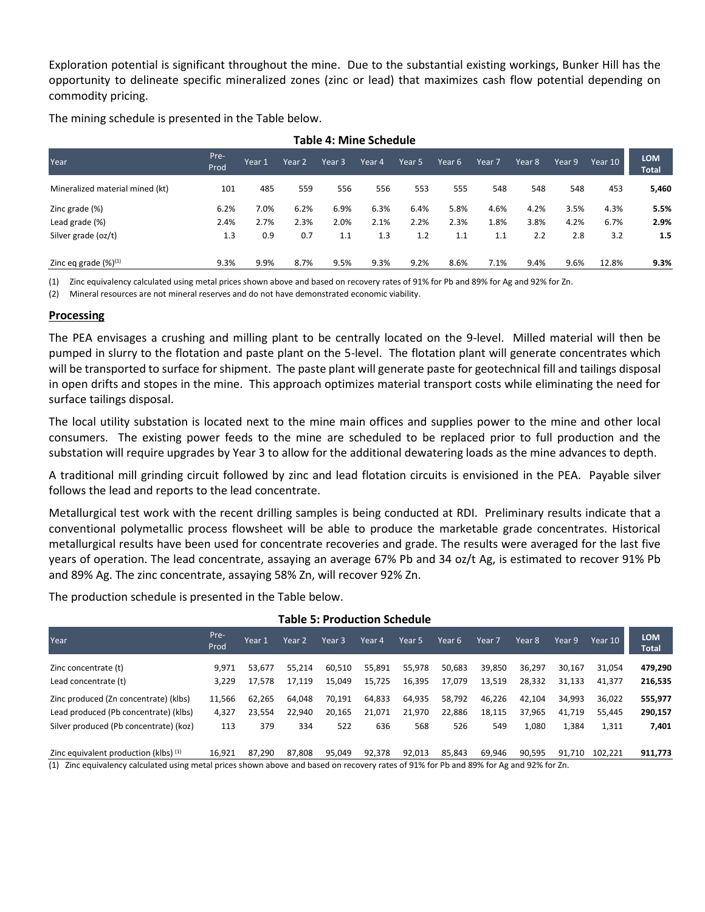Exploration potential is significant throughout the mine. Due to the substantial existing workings, Bunker Hill has the opportunity to delineate specific mineralized zones (zinc or lead) that maximizes cash flow potential depending on commodity pricing.

The mining schedule is presented in the Table below.

**Table 4: Mine Schedule**

| Year | Pre-Prod | Year 1 | Year 2 | Year 3 | Year 4 | Year 5 | Year 6 | Year 7 | Year 8 | Year 9 | Year 10 | LOM Total |
|---|---|---|---|---|---|---|---|---|---|---|---|---|
| Mineralized material mined (kt) | 101 | 485 | 559 | 556 | 556 | 553 | 555 | 548 | 548 | 548 | 453 | **5,460** |
| Zinc grade (%) | 6.2% | 7.0% | 6.2% | 6.9% | 6.3% | 6.4% | 5.8% | 4.6% | 4.2% | 3.5% | 4.3% | **5.5%** |
| Lead grade (%) | 2.4% | 2.7% | 2.3% | 2.0% | 2.1% | 2.2% | 2.3% | 1.8% | 3.8% | 4.2% | 6.7% | **2.9%** |
| Silver grade (oz/t) | 1.3 | 0.9 | 0.7 | 1.1 | 1.3 | 1.2 | 1.1 | 1.1 | 2.2 | 2.8 | 3.2 | **1.5** |
| Zinc eq grade (%)[(1)] | 9.3% | 9.9% | 8.7% | 9.5% | 9.3% | 9.2% | 8.6% | 7.1% | 9.4% | 9.6% | 12.8% | **9.3%** |

(1) Zinc equivalency calculated using metal prices shown above and based on recovery rates of 91% for Pb and 89% for Ag and 92% for Zn.

(2) Mineral resources are not mineral reserves and do not have demonstrated economic viability.

**Processing**

The PEA envisages a crushing and milling plant to be centrally located on the 9-level. Milled material will then be pumped in slurry to the flotation and paste plant on the 5-level. The flotation plant will generate concentrates which will be transported to surface for shipment. The paste plant will generate paste for geotechnical fill and tailings disposal in open drifts and stopes in the mine. This approach optimizes material transport costs while eliminating the need for surface tailings disposal.

The local utility substation is located next to the mine main offices and supplies power to the mine and other local consumers. The existing power feeds to the mine are scheduled to be replaced prior to full production and the substation will require upgrades by Year 3 to allow for the additional dewatering loads as the mine advances to depth.

A traditional mill grinding circuit followed by zinc and lead flotation circuits is envisioned in the PEA. Payable silver follows the lead and reports to the lead concentrate.

Metallurgical test work with the recent drilling samples is being conducted at RDI. Preliminary results indicate that a conventional polymetallic process flowsheet will be able to produce the marketable grade concentrates. Historical metallurgical results have been used for concentrate recoveries and grade. The results were averaged for the last five years of operation. The lead concentrate, assaying an average 67% Pb and 34 oz/t Ag, is estimated to recover 91% Pb and 89% Ag. The zinc concentrate, assaying 58% Zn, will recover 92% Zn.

The production schedule is presented in the Table below.

**Table 5: Production Schedule**

| Year | Pre-Prod | Year 1 | Year 2 | Year 3 | Year 4 | Year 5 | Year 6 | Year 7 | Year 8 | Year 9 | Year 10 | LOM Total |
|---|---|---|---|---|---|---|---|---|---|---|---|---|
| Zinc concentrate (t) | 9,971 | 53,677 | 55,214 | 60,510 | 55,891 | 55,978 | 50,683 | 39,850 | 36,297 | 30,167 | 31,054 | **479,290** |
| Lead concentrate (t) | 3,229 | 17,578 | 17,119 | 15,049 | 15,725 | 16,395 | 17,079 | 13,519 | 28,332 | 31,133 | 41,377 | **216,535** |
| Zinc produced (Zn concentrate) (klbs) | 11,566 | 62,265 | 64,048 | 70,191 | 64,833 | 64,935 | 58,792 | 46,226 | 42,104 | 34,993 | 36,022 | **555,977** |
| Lead produced (Pb concentrate) (klbs) | 4,327 | 23,554 | 22,940 | 20,165 | 21,071 | 21,970 | 22,886 | 18,115 | 37,965 | 41,719 | 55,445 | **290,157** |
| Silver produced (Pb concentrate) (koz) | 113 | 379 | 334 | 522 | 636 | 568 | 526 | 549 | 1,080 | 1,384 | 1,311 | **7,401** |
| Zinc equivalent production (klbs) [(1)] | 16,921 | 87,290 | 87,808 | 95,049 | 92,378 | 92,013 | 85,843 | 69,946 | 90,595 | 91,710 | 102,221 | **911,773** |

(1) Zinc equivalency calculated using metal prices shown above and based on recovery rates of 91% for Pb and 89% for Ag and 92% for Zn.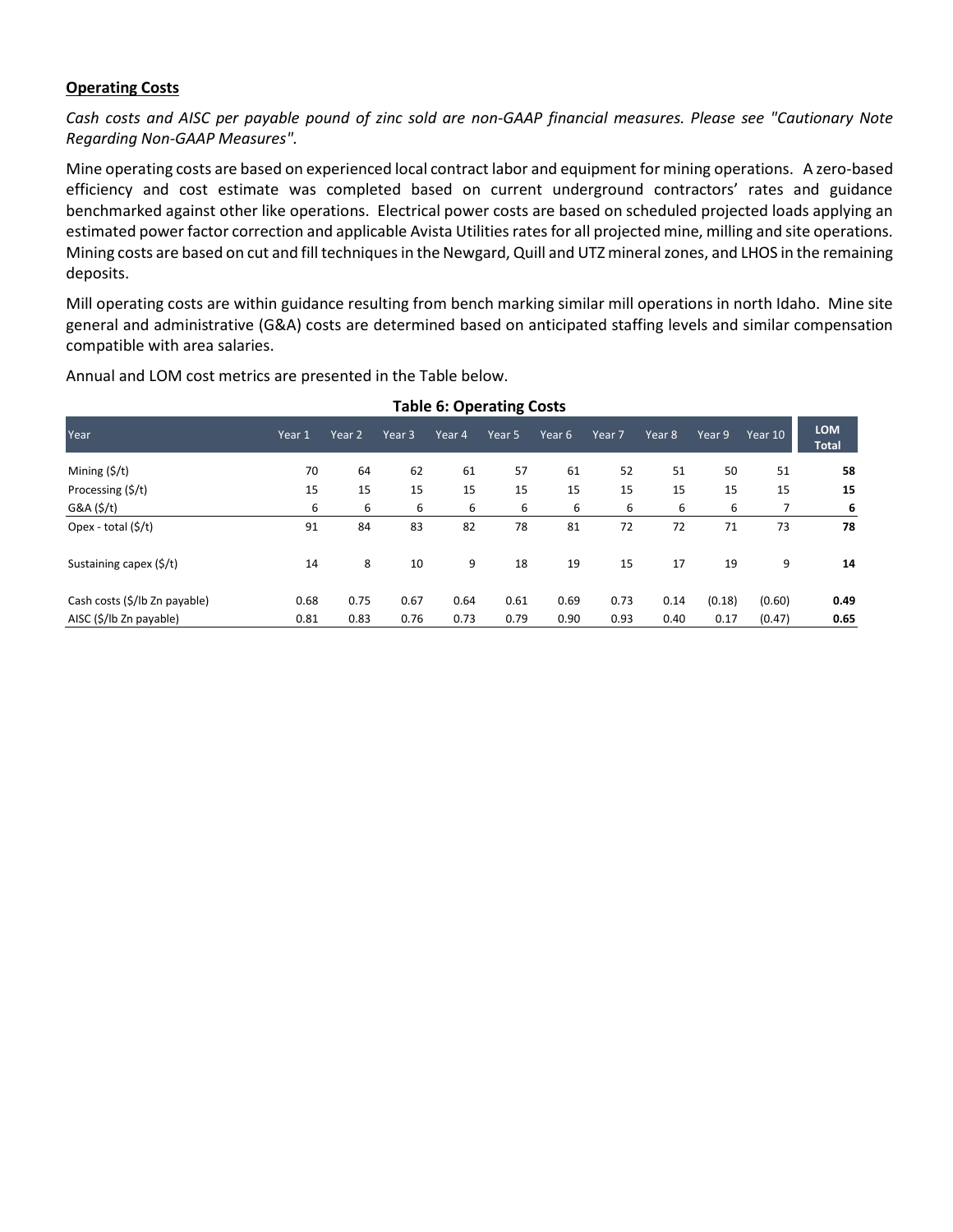**Operating Costs**

*Cash costs and AISC per payable pound of zinc sold are non-GAAP financial measures. Please see "Cautionary Note Regarding Non-GAAP Measures".*

Mine operating costs are based on experienced local contract labor and equipment for mining operations. A zero-based efficiency and cost estimate was completed based on current underground contractors' rates and guidance benchmarked against other like operations. Electrical power costs are based on scheduled projected loads applying an estimated power factor correction and applicable Avista Utilities rates for all projected mine, milling and site operations. Mining costs are based on cut and fill techniques in the Newgard, Quill and UTZ mineral zones, and LHOS in the remaining deposits.

Mill operating costs are within guidance resulting from bench marking similar mill operations in north Idaho. Mine site general and administrative (G&A) costs are determined based on anticipated staffing levels and similar compensation compatible with area salaries.

Annual and LOM cost metrics are presented in the Table below.

**Table 6: Operating Costs**

| Year | Year 1 | Year 2 | Year 3 | Year 4 | Year 5 | Year 6 | Year 7 | Year 8 | Year 9 | Year 10 | LOM Total |
|---|---|---|---|---|---|---|---|---|---|---|---|
| Mining ($/t) | 70 | 64 | 62 | 61 | 57 | 61 | 52 | 51 | 50 | 51 | **58** |
| Processing ($/t) | 15 | 15 | 15 | 15 | 15 | 15 | 15 | 15 | 15 | 15 | **15** |
| G&A ($/t) | 6 | 6 | 6 | 6 | 6 | 6 | 6 | 6 | 6 | 7 | **6** |
| Opex - total ($/t) | 91 | 84 | 83 | 82 | 78 | 81 | 72 | 72 | 71 | 73 | **78** |
| Sustaining capex ($/t) | 14 | 8 | 10 | 9 | 18 | 19 | 15 | 17 | 19 | 9 | **14** |
| Cash costs ($/lb Zn payable) | 0.68 | 0.75 | 0.67 | 0.64 | 0.61 | 0.69 | 0.73 | 0.14 | (0.18) | (0.60) | **0.49** |
| AISC ($/lb Zn payable) | 0.81 | 0.83 | 0.76 | 0.73 | 0.79 | 0.90 | 0.93 | 0.40 | 0.17 | (0.47) | **0.65** |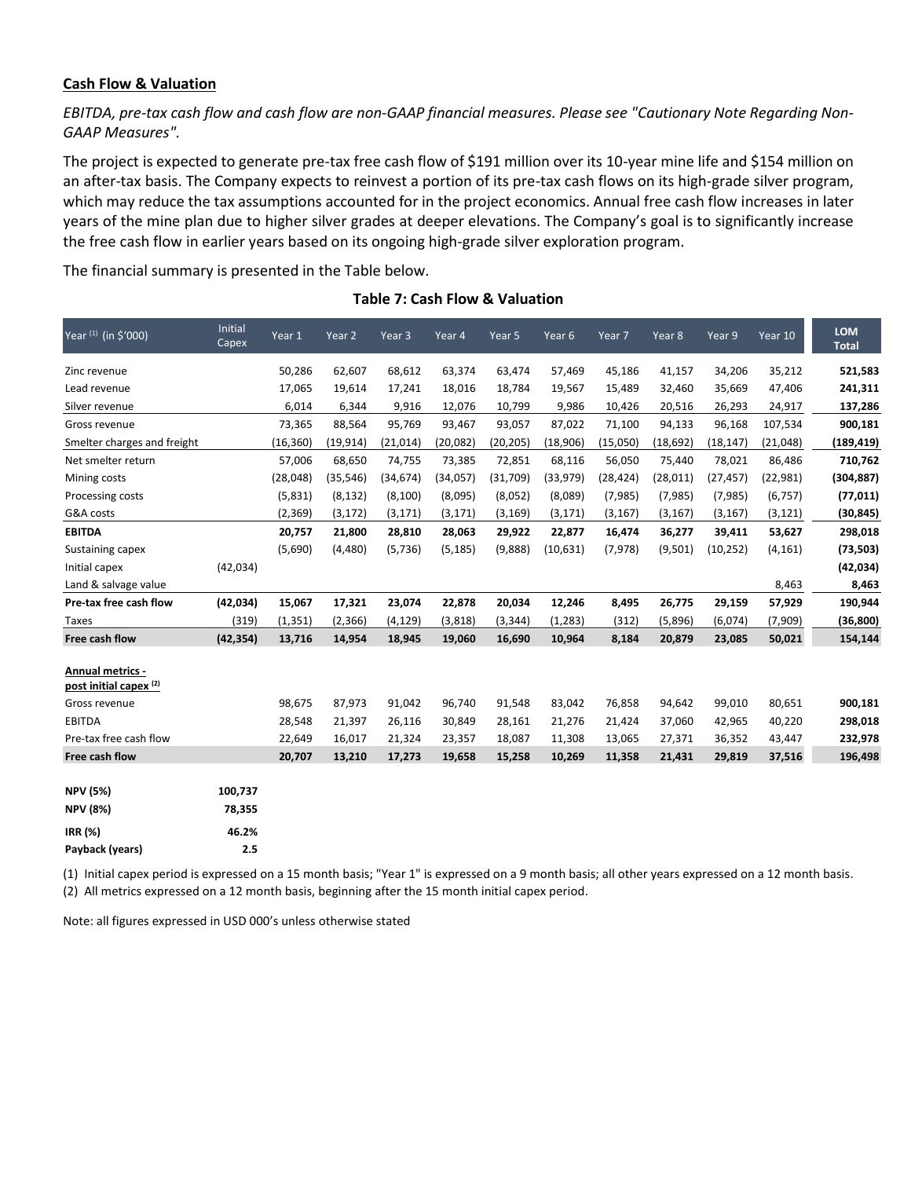**Cash Flow & Valuation**

*EBITDA, pre-tax cash flow and cash flow are non-GAAP financial measures. Please see "Cautionary Note Regarding Non-GAAP Measures".*

The project is expected to generate pre-tax free cash flow of $191 million over its 10-year mine life and $154 million on an after-tax basis. The Company expects to reinvest a portion of its pre-tax cash flows on its high-grade silver program, which may reduce the tax assumptions accounted for in the project economics. Annual free cash flow increases in later years of the mine plan due to higher silver grades at deeper elevations. The Company's goal is to significantly increase the free cash flow in earlier years based on its ongoing high-grade silver exploration program.

The financial summary is presented in the Table below.

**Table 7: Cash Flow & Valuation**

| Year (1) (in $'000) | Initial Capex | Year 1 | Year 2 | Year 3 | Year 4 | Year 5 | Year 6 | Year 7 | Year 8 | Year 9 | Year 10 | LOM Total |
|---|---|---|---|---|---|---|---|---|---|---|---|---|
| Zinc revenue | | 50,286 | 62,607 | 68,612 | 63,374 | 63,474 | 57,469 | 45,186 | 41,157 | 34,206 | 35,212 | **521,583** |
| Lead revenue | | 17,065 | 19,614 | 17,241 | 18,016 | 18,784 | 19,567 | 15,489 | 32,460 | 35,669 | 47,406 | **241,311** |
| Silver revenue | | 6,014 | 6,344 | 9,916 | 12,076 | 10,799 | 9,986 | 10,426 | 20,516 | 26,293 | 24,917 | **137,286** |
| Gross revenue | | 73,365 | 88,564 | 95,769 | 93,467 | 93,057 | 87,022 | 71,100 | 94,133 | 96,168 | 107,534 | **900,181** |
| Smelter charges and freight | | (16,360) | (19,914) | (21,014) | (20,082) | (20,205) | (18,906) | (15,050) | (18,692) | (18,147) | (21,048) | **(189,419)** |
| Net smelter return | | 57,006 | 68,650 | 74,755 | 73,385 | 72,851 | 68,116 | 56,050 | 75,440 | 78,021 | 86,486 | **710,762** |
| Mining costs | | (28,048) | (35,546) | (34,674) | (34,057) | (31,709) | (33,979) | (28,424) | (28,011) | (27,457) | (22,981) | **(304,887)** |
| Processing costs | | (5,831) | (8,132) | (8,100) | (8,095) | (8,052) | (8,089) | (7,985) | (7,985) | (7,985) | (6,757) | **(77,011)** |
| G&A costs | | (2,369) | (3,172) | (3,171) | (3,171) | (3,169) | (3,171) | (3,167) | (3,167) | (3,167) | (3,121) | **(30,845)** |
| **EBITDA** | | **20,757** | **21,800** | **28,810** | **28,063** | **29,922** | **22,877** | **16,474** | **36,277** | **39,411** | **53,627** | **298,018** |
| Sustaining capex | | (5,690) | (4,480) | (5,736) | (5,185) | (9,888) | (10,631) | (7,978) | (9,501) | (10,252) | (4,161) | **(73,503)** |
| Initial capex | (42,034) | | | | | | | | | | | **(42,034)** |
| Land & salvage value | | | | | | | | | | | 8,463 | **8,463** |
| **Pre-tax free cash flow** | **(42,034)** | **15,067** | **17,321** | **23,074** | **22,878** | **20,034** | **12,246** | **8,495** | **26,775** | **29,159** | **57,929** | **190,944** |
| Taxes | (319) | (1,351) | (2,366) | (4,129) | (3,818) | (3,344) | (1,283) | (312) | (5,896) | (6,074) | (7,909) | **(36,800)** |
| **Free cash flow** | **(42,354)** | **13,716** | **14,954** | **18,945** | **19,060** | **16,690** | **10,964** | **8,184** | **20,879** | **23,085** | **50,021** | **154,144** |
| | | | | | | | | | | | | |
| **Annual metrics - post initial capex (2)** | | | | | | | | | | | | |
| Gross revenue | | 98,675 | 87,973 | 91,042 | 96,740 | 91,548 | 83,042 | 76,858 | 94,642 | 99,010 | 80,651 | **900,181** |
| EBITDA | | 28,548 | 21,397 | 26,116 | 30,849 | 28,161 | 21,276 | 21,424 | 37,060 | 42,965 | 40,220 | **298,018** |
| Pre-tax free cash flow | | 22,649 | 16,017 | 21,324 | 23,357 | 18,087 | 11,308 | 13,065 | 27,371 | 36,352 | 43,447 | **232,978** |
| **Free cash flow** | | **20,707** | **13,210** | **17,273** | **19,658** | **15,258** | **10,269** | **11,358** | **21,431** | **29,819** | **37,516** | **196,498** |
| | | | | | | | | | | | | |
| **NPV (5%)** | **100,737** | | | | | | | | | | | |
| **NPV (8%)** | **78,355** | | | | | | | | | | | |
| **IRR (%)** | **46.2%** | | | | | | | | | | | |
| **Payback (years)** | **2.5** | | | | | | | | | | | |

(1) Initial capex period is expressed on a 15 month basis; "Year 1" is expressed on a 9 month basis; all other years expressed on a 12 month basis.
(2) All metrics expressed on a 12 month basis, beginning after the 15 month initial capex period.

Note: all figures expressed in USD 000's unless otherwise stated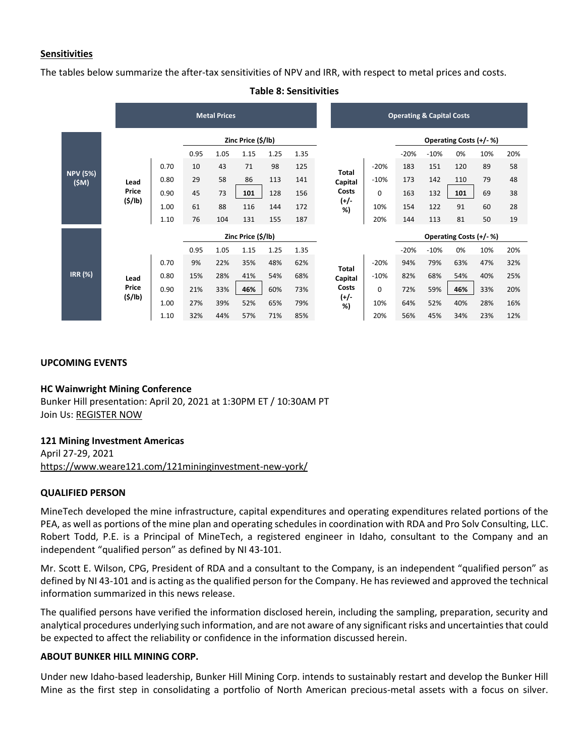## Sensitivities

The tables below summarize the after-tax sensitivities of NPV and IRR, with respect to metal prices and costs.

**Table 8: Sensitivities**

**Metal Prices**

| | | | Zinc Price ($/lb) | | | | |
|---|---|---|---|---|---|---|---|
| | | | 0.95 | 1.05 | 1.15 | 1.25 | 1.35 |
| NPV (5%) ($M) | Lead Price ($/lb) | 0.70 | 10 | 43 | 71 | 98 | 125 |
| | | 0.80 | 29 | 58 | 86 | 113 | 141 |
| | | 0.90 | 45 | 73 | **101** | 128 | 156 |
| | | 1.00 | 61 | 88 | 116 | 144 | 172 |
| | | 1.10 | 76 | 104 | 131 | 155 | 187 |
| IRR (%) | Lead Price ($/lb) | 0.70 | 9% | 22% | 35% | 48% | 62% |
| | | 0.80 | 15% | 28% | 41% | 54% | 68% |
| | | 0.90 | 21% | 33% | **46%** | 60% | 73% |
| | | 1.00 | 27% | 39% | 52% | 65% | 79% |
| | | 1.10 | 32% | 44% | 57% | 71% | 85% |

**Operating & Capital Costs**

| | | | Operating Costs (+/- %) | | | | |
|---|---|---|---|---|---|---|---|
| | | | -20% | -10% | 0% | 10% | 20% |
| NPV (5%) ($M) | Total Capital Costs (+/- %) | -20% | 183 | 151 | 120 | 89 | 58 |
| | | -10% | 173 | 142 | 110 | 79 | 48 |
| | | 0 | 163 | 132 | **101** | 69 | 38 |
| | | 10% | 154 | 122 | 91 | 60 | 28 |
| | | 20% | 144 | 113 | 81 | 50 | 19 |
| IRR (%) | Total Capital Costs (+/- %) | -20% | 94% | 79% | 63% | 47% | 32% |
| | | -10% | 82% | 68% | 54% | 40% | 25% |
| | | 0 | 72% | 59% | **46%** | 33% | 20% |
| | | 10% | 64% | 52% | 40% | 28% | 16% |
| | | 20% | 56% | 45% | 34% | 23% | 12% |

## UPCOMING EVENTS

**HC Wainwright Mining Conference**
Bunker Hill presentation: April 20, 2021 at 1:30PM ET / 10:30AM PT
Join Us: REGISTER NOW

**121 Mining Investment Americas**
April 27-29, 2021
https://www.weare121.com/121mininginvestment-new-york/

## QUALIFIED PERSON

MineTech developed the mine infrastructure, capital expenditures and operating expenditures related portions of the PEA, as well as portions of the mine plan and operating schedules in coordination with RDA and Pro Solv Consulting, LLC. Robert Todd, P.E. is a Principal of MineTech, a registered engineer in Idaho, consultant to the Company and an independent "qualified person" as defined by NI 43-101.

Mr. Scott E. Wilson, CPG, President of RDA and a consultant to the Company, is an independent "qualified person" as defined by NI 43-101 and is acting as the qualified person for the Company. He has reviewed and approved the technical information summarized in this news release.

The qualified persons have verified the information disclosed herein, including the sampling, preparation, security and analytical procedures underlying such information, and are not aware of any significant risks and uncertainties that could be expected to affect the reliability or confidence in the information discussed herein.

## ABOUT BUNKER HILL MINING CORP.

Under new Idaho-based leadership, Bunker Hill Mining Corp. intends to sustainably restart and develop the Bunker Hill Mine as the first step in consolidating a portfolio of North American precious-metal assets with a focus on silver.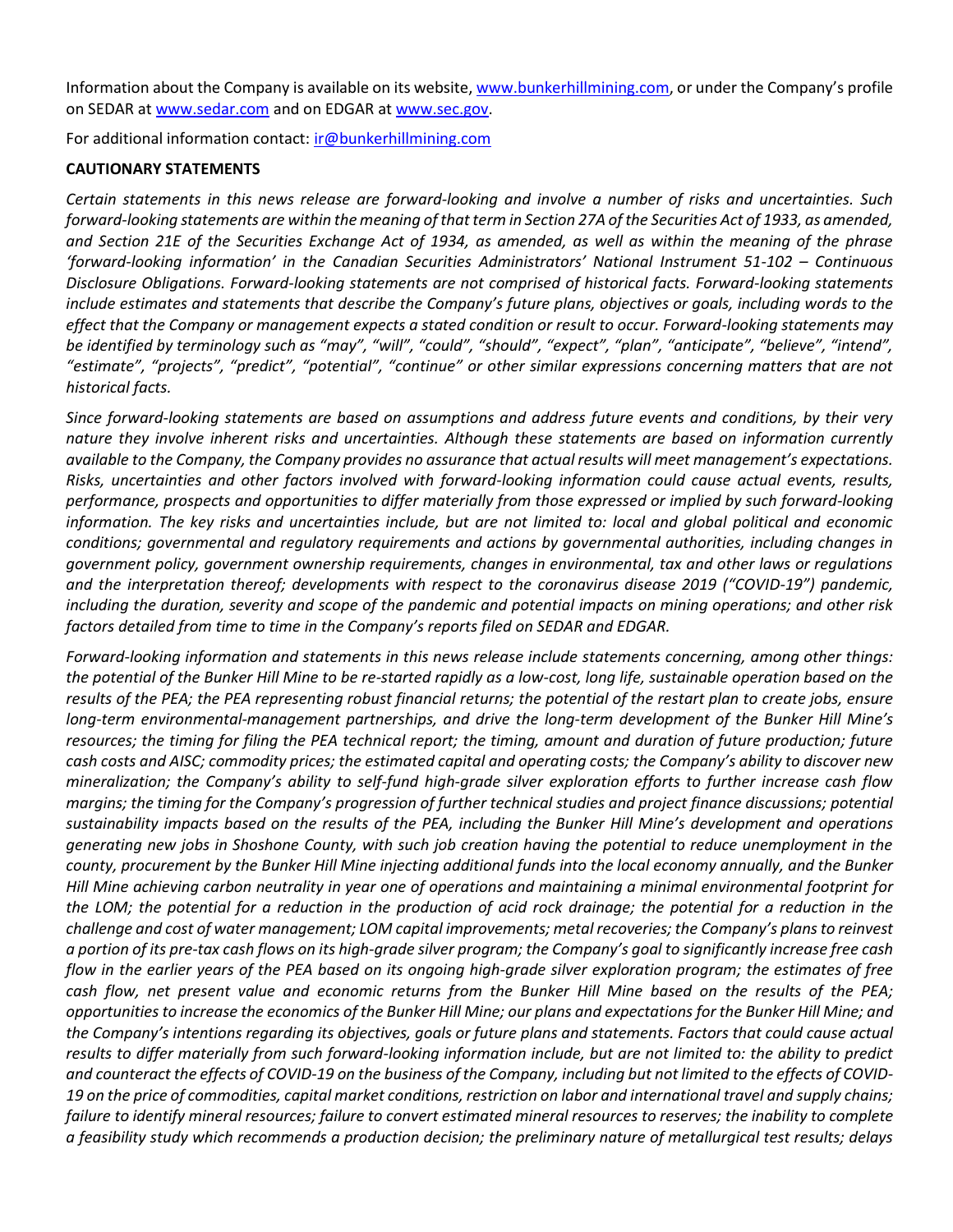Information about the Company is available on its website, [www.bunkerhillmining.com](http://www.bunkerhillmining.com), or under the Company's profile on SEDAR at [www.sedar.com](http://www.sedar.com) and on EDGAR at [www.sec.gov](http://www.sec.gov).

For additional information contact: [ir@bunkerhillmining.com](mailto:ir@bunkerhillmining.com)

**CAUTIONARY STATEMENTS**

*Certain statements in this news release are forward-looking and involve a number of risks and uncertainties. Such forward-looking statements are within the meaning of that term in Section 27A of the Securities Act of 1933, as amended, and Section 21E of the Securities Exchange Act of 1934, as amended, as well as within the meaning of the phrase 'forward-looking information' in the Canadian Securities Administrators' National Instrument 51-102 – Continuous Disclosure Obligations. Forward-looking statements are not comprised of historical facts. Forward-looking statements include estimates and statements that describe the Company's future plans, objectives or goals, including words to the effect that the Company or management expects a stated condition or result to occur. Forward-looking statements may be identified by terminology such as "may", "will", "could", "should", "expect", "plan", "anticipate", "believe", "intend", "estimate", "projects", "predict", "potential", "continue" or other similar expressions concerning matters that are not historical facts.*

*Since forward-looking statements are based on assumptions and address future events and conditions, by their very nature they involve inherent risks and uncertainties. Although these statements are based on information currently available to the Company, the Company provides no assurance that actual results will meet management's expectations. Risks, uncertainties and other factors involved with forward-looking information could cause actual events, results, performance, prospects and opportunities to differ materially from those expressed or implied by such forward-looking information. The key risks and uncertainties include, but are not limited to: local and global political and economic conditions; governmental and regulatory requirements and actions by governmental authorities, including changes in government policy, government ownership requirements, changes in environmental, tax and other laws or regulations and the interpretation thereof; developments with respect to the coronavirus disease 2019 ("COVID-19") pandemic, including the duration, severity and scope of the pandemic and potential impacts on mining operations; and other risk factors detailed from time to time in the Company's reports filed on SEDAR and EDGAR.*

*Forward-looking information and statements in this news release include statements concerning, among other things: the potential of the Bunker Hill Mine to be re-started rapidly as a low-cost, long life, sustainable operation based on the results of the PEA; the PEA representing robust financial returns; the potential of the restart plan to create jobs, ensure long-term environmental-management partnerships, and drive the long-term development of the Bunker Hill Mine's resources; the timing for filing the PEA technical report; the timing, amount and duration of future production; future cash costs and AISC; commodity prices; the estimated capital and operating costs; the Company's ability to discover new mineralization; the Company's ability to self-fund high-grade silver exploration efforts to further increase cash flow margins; the timing for the Company's progression of further technical studies and project finance discussions; potential sustainability impacts based on the results of the PEA, including the Bunker Hill Mine's development and operations generating new jobs in Shoshone County, with such job creation having the potential to reduce unemployment in the county, procurement by the Bunker Hill Mine injecting additional funds into the local economy annually, and the Bunker Hill Mine achieving carbon neutrality in year one of operations and maintaining a minimal environmental footprint for the LOM; the potential for a reduction in the production of acid rock drainage; the potential for a reduction in the challenge and cost of water management; LOM capital improvements; metal recoveries; the Company's plans to reinvest a portion of its pre-tax cash flows on its high-grade silver program; the Company's goal to significantly increase free cash flow in the earlier years of the PEA based on its ongoing high-grade silver exploration program; the estimates of free cash flow, net present value and economic returns from the Bunker Hill Mine based on the results of the PEA; opportunities to increase the economics of the Bunker Hill Mine; our plans and expectations for the Bunker Hill Mine; and the Company's intentions regarding its objectives, goals or future plans and statements. Factors that could cause actual results to differ materially from such forward-looking information include, but are not limited to: the ability to predict and counteract the effects of COVID-19 on the business of the Company, including but not limited to the effects of COVID-19 on the price of commodities, capital market conditions, restriction on labor and international travel and supply chains; failure to identify mineral resources; failure to convert estimated mineral resources to reserves; the inability to complete a feasibility study which recommends a production decision; the preliminary nature of metallurgical test results; delays*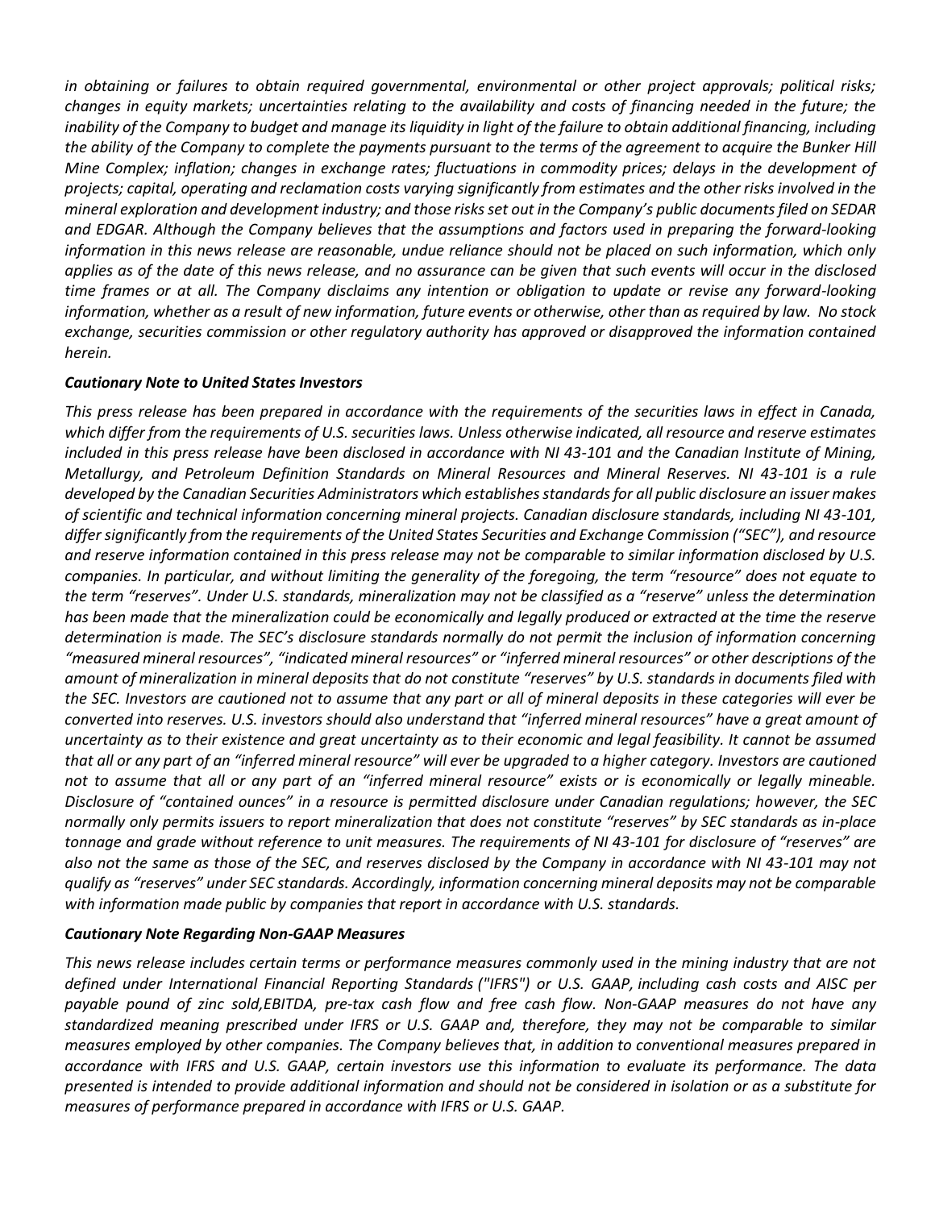*in obtaining or failures to obtain required governmental, environmental or other project approvals; political risks; changes in equity markets; uncertainties relating to the availability and costs of financing needed in the future; the inability of the Company to budget and manage its liquidity in light of the failure to obtain additional financing, including the ability of the Company to complete the payments pursuant to the terms of the agreement to acquire the Bunker Hill Mine Complex; inflation; changes in exchange rates; fluctuations in commodity prices; delays in the development of projects; capital, operating and reclamation costs varying significantly from estimates and the other risks involved in the mineral exploration and development industry; and those risks set out in the Company's public documents filed on SEDAR and EDGAR. Although the Company believes that the assumptions and factors used in preparing the forward-looking information in this news release are reasonable, undue reliance should not be placed on such information, which only applies as of the date of this news release, and no assurance can be given that such events will occur in the disclosed time frames or at all. The Company disclaims any intention or obligation to update or revise any forward-looking information, whether as a result of new information, future events or otherwise, other than as required by law. No stock exchange, securities commission or other regulatory authority has approved or disapproved the information contained herein.*

***Cautionary Note to United States Investors***

*This press release has been prepared in accordance with the requirements of the securities laws in effect in Canada, which differ from the requirements of U.S. securities laws. Unless otherwise indicated, all resource and reserve estimates included in this press release have been disclosed in accordance with NI 43-101 and the Canadian Institute of Mining, Metallurgy, and Petroleum Definition Standards on Mineral Resources and Mineral Reserves. NI 43-101 is a rule developed by the Canadian Securities Administrators which establishes standards for all public disclosure an issuer makes of scientific and technical information concerning mineral projects. Canadian disclosure standards, including NI 43-101, differ significantly from the requirements of the United States Securities and Exchange Commission ("SEC"), and resource and reserve information contained in this press release may not be comparable to similar information disclosed by U.S. companies. In particular, and without limiting the generality of the foregoing, the term "resource" does not equate to the term "reserves". Under U.S. standards, mineralization may not be classified as a "reserve" unless the determination has been made that the mineralization could be economically and legally produced or extracted at the time the reserve determination is made. The SEC's disclosure standards normally do not permit the inclusion of information concerning "measured mineral resources", "indicated mineral resources" or "inferred mineral resources" or other descriptions of the amount of mineralization in mineral deposits that do not constitute "reserves" by U.S. standards in documents filed with the SEC. Investors are cautioned not to assume that any part or all of mineral deposits in these categories will ever be converted into reserves. U.S. investors should also understand that "inferred mineral resources" have a great amount of uncertainty as to their existence and great uncertainty as to their economic and legal feasibility. It cannot be assumed that all or any part of an "inferred mineral resource" will ever be upgraded to a higher category. Investors are cautioned not to assume that all or any part of an "inferred mineral resource" exists or is economically or legally mineable. Disclosure of "contained ounces" in a resource is permitted disclosure under Canadian regulations; however, the SEC normally only permits issuers to report mineralization that does not constitute "reserves" by SEC standards as in-place tonnage and grade without reference to unit measures. The requirements of NI 43-101 for disclosure of "reserves" are also not the same as those of the SEC, and reserves disclosed by the Company in accordance with NI 43-101 may not qualify as "reserves" under SEC standards. Accordingly, information concerning mineral deposits may not be comparable with information made public by companies that report in accordance with U.S. standards.*

***Cautionary Note Regarding Non-GAAP Measures***

*This news release includes certain terms or performance measures commonly used in the mining industry that are not defined under International Financial Reporting Standards ("IFRS") or U.S. GAAP, including cash costs and AISC per payable pound of zinc sold,EBITDA, pre-tax cash flow and free cash flow. Non-GAAP measures do not have any standardized meaning prescribed under IFRS or U.S. GAAP and, therefore, they may not be comparable to similar measures employed by other companies. The Company believes that, in addition to conventional measures prepared in accordance with IFRS and U.S. GAAP, certain investors use this information to evaluate its performance. The data presented is intended to provide additional information and should not be considered in isolation or as a substitute for measures of performance prepared in accordance with IFRS or U.S. GAAP.*